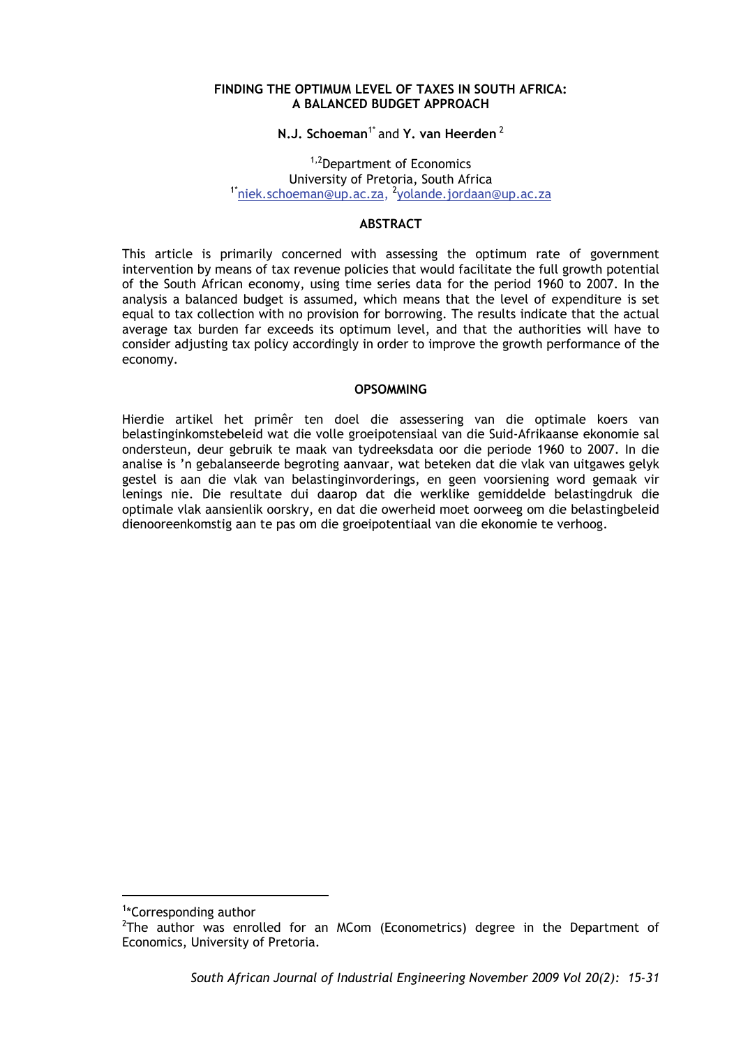# FINDING THE OPTIMUM LEVEL OF TAXES IN SOUTH AFRICA: A BALANCED BUDGET APPROACH

**N.J. Schoeman**[1*] and **Y. van Heerden**[2]

[1,2]Department of Economics
University of Pretoria, South Africa
[1*]niek.schoeman@up.ac.za, [2]yolande.jordaan@up.ac.za

## ABSTRACT

This article is primarily concerned with assessing the optimum rate of government intervention by means of tax revenue policies that would facilitate the full growth potential of the South African economy, using time series data for the period 1960 to 2007. In the analysis a balanced budget is assumed, which means that the level of expenditure is set equal to tax collection with no provision for borrowing. The results indicate that the actual average tax burden far exceeds its optimum level, and that the authorities will have to consider adjusting tax policy accordingly in order to improve the growth performance of the economy.

## OPSOMMING

Hierdie artikel het primêr ten doel die assessering van die optimale koers van belastinginkomstebeleid wat die volle groeipotensiaal van die Suid-Afrikaanse ekonomie sal ondersteun, deur gebruik te maak van tydreeksdata oor die periode 1960 to 2007. In die analise is 'n gebalanseerde begroting aanvaar, wat beteken dat die vlak van uitgawes gelyk gestel is aan die vlak van belastinginvorderings, en geen voorsiening word gemaak vir lenings nie. Die resultate dui daarop dat die werklike gemiddelde belastingdruk die optimale vlak aansienlik oorskry, en dat die owerheid moet oorweeg om die belastingbeleid dienooreenkomstig aan te pas om die groeipotentiaal van die ekonomie te verhoog.

---

[1]*Corresponding author

[2]The author was enrolled for an MCom (Econometrics) degree in the Department of Economics, University of Pretoria.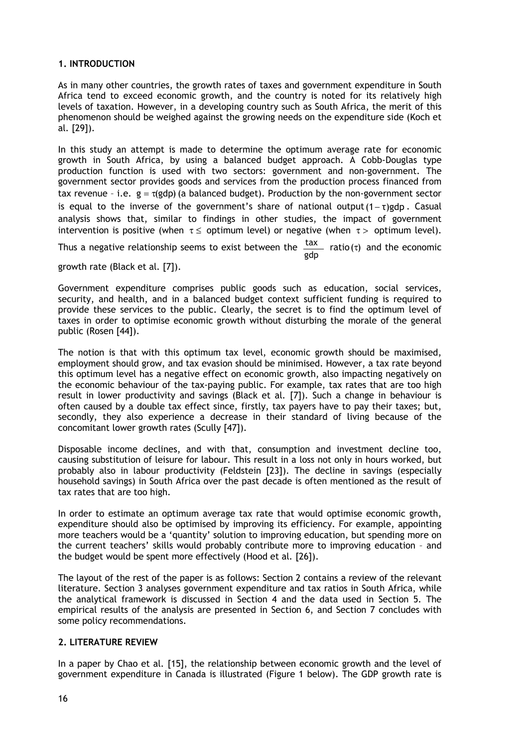## 1. INTRODUCTION

As in many other countries, the growth rates of taxes and government expenditure in South Africa tend to exceed economic growth, and the country is noted for its relatively high levels of taxation. However, in a developing country such as South Africa, the merit of this phenomenon should be weighed against the growing needs on the expenditure side (Koch et al. [29]).

In this study an attempt is made to determine the optimum average rate for economic growth in South Africa, by using a balanced budget approach. A Cobb-Douglas type production function is used with two sectors: government and non-government. The government sector provides goods and services from the production process financed from tax revenue – i.e. $g = \tau(gdp)$ (a balanced budget). Production by the non-government sector is equal to the inverse of the government's share of national output $(1-\tau)gdp$. Casual analysis shows that, similar to findings in other studies, the impact of government intervention is positive (when $\tau \leq$ optimum level) or negative (when $\tau >$ optimum level). Thus a negative relationship seems to exist between the $\frac{tax}{gdp}$ ratio $(\tau)$ and the economic growth rate (Black et al. [7]).

Government expenditure comprises public goods such as education, social services, security, and health, and in a balanced budget context sufficient funding is required to provide these services to the public. Clearly, the secret is to find the optimum level of taxes in order to optimise economic growth without disturbing the morale of the general public (Rosen [44]).

The notion is that with this optimum tax level, economic growth should be maximised, employment should grow, and tax evasion should be minimised. However, a tax rate beyond this optimum level has a negative effect on economic growth, also impacting negatively on the economic behaviour of the tax-paying public. For example, tax rates that are too high result in lower productivity and savings (Black et al. [7]). Such a change in behaviour is often caused by a double tax effect since, firstly, tax payers have to pay their taxes; but, secondly, they also experience a decrease in their standard of living because of the concomitant lower growth rates (Scully [47]).

Disposable income declines, and with that, consumption and investment decline too, causing substitution of leisure for labour. This result in a loss not only in hours worked, but probably also in labour productivity (Feldstein [23]). The decline in savings (especially household savings) in South Africa over the past decade is often mentioned as the result of tax rates that are too high.

In order to estimate an optimum average tax rate that would optimise economic growth, expenditure should also be optimised by improving its efficiency. For example, appointing more teachers would be a 'quantity' solution to improving education, but spending more on the current teachers' skills would probably contribute more to improving education – and the budget would be spent more effectively (Hood et al. [26]).

The layout of the rest of the paper is as follows: Section 2 contains a review of the relevant literature. Section 3 analyses government expenditure and tax ratios in South Africa, while the analytical framework is discussed in Section 4 and the data used in Section 5. The empirical results of the analysis are presented in Section 6, and Section 7 concludes with some policy recommendations.

## 2. LITERATURE REVIEW

In a paper by Chao et al. [15], the relationship between economic growth and the level of government expenditure in Canada is illustrated (Figure 1 below). The GDP growth rate is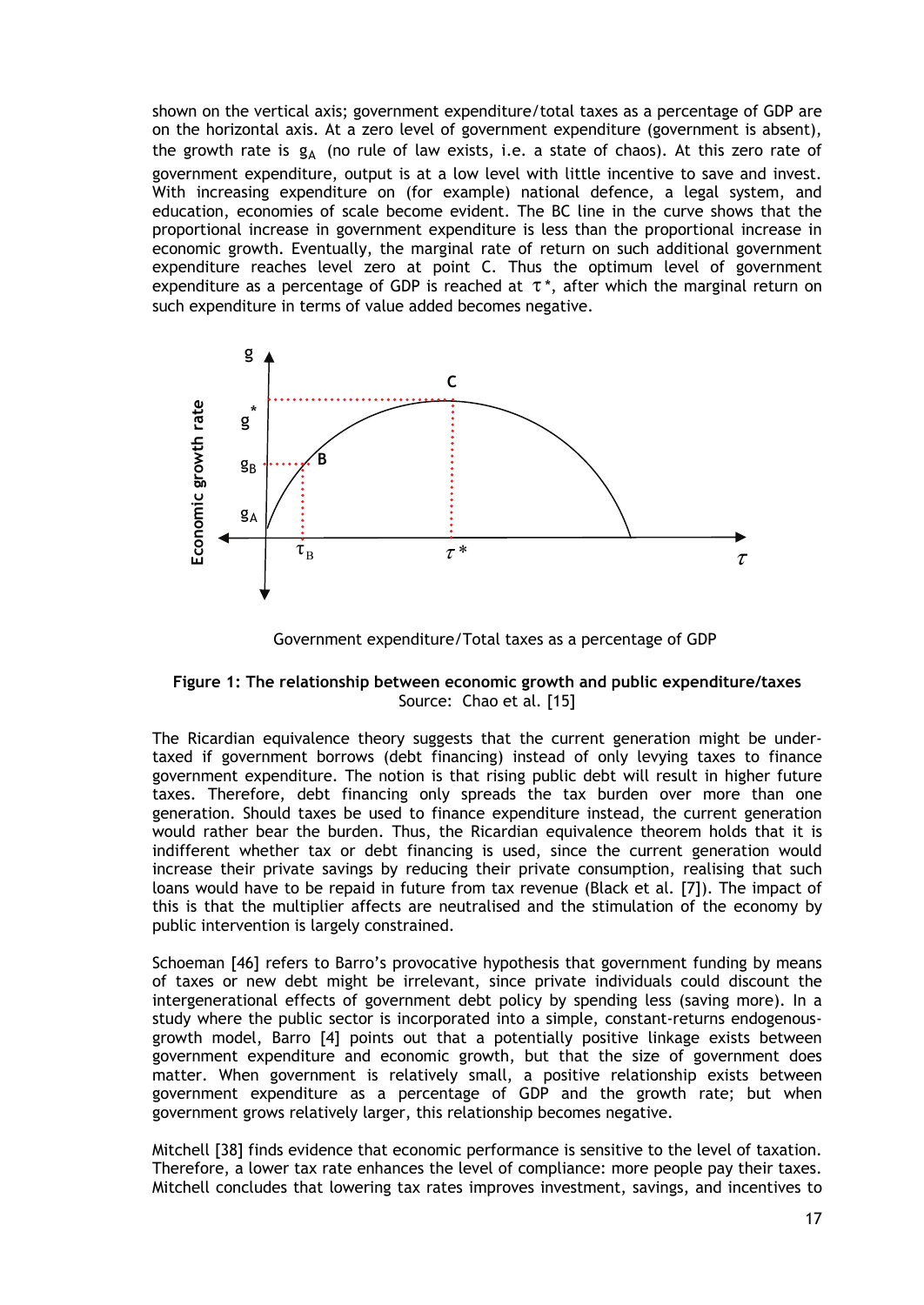shown on the vertical axis; government expenditure/total taxes as a percentage of GDP are on the horizontal axis. At a zero level of government expenditure (government is absent), the growth rate is $g_A$ (no rule of law exists, i.e. a state of chaos). At this zero rate of government expenditure, output is at a low level with little incentive to save and invest. With increasing expenditure on (for example) national defence, a legal system, and education, economies of scale become evident. The BC line in the curve shows that the proportional increase in government expenditure is less than the proportional increase in economic growth. Eventually, the marginal rate of return on such additional government expenditure reaches level zero at point C. Thus the optimum level of government expenditure as a percentage of GDP is reached at $\tau^*$, after which the marginal return on such expenditure in terms of value added becomes negative.

**Figure 1: The relationship between economic growth and public expenditure/taxes**
Source: Chao et al. [15]

The Ricardian equivalence theory suggests that the current generation might be under-taxed if government borrows (debt financing) instead of only levying taxes to finance government expenditure. The notion is that rising public debt will result in higher future taxes. Therefore, debt financing only spreads the tax burden over more than one generation. Should taxes be used to finance expenditure instead, the current generation would rather bear the burden. Thus, the Ricardian equivalence theorem holds that it is indifferent whether tax or debt financing is used, since the current generation would increase their private savings by reducing their private consumption, realising that such loans would have to be repaid in future from tax revenue (Black et al. [7]). The impact of this is that the multiplier affects are neutralised and the stimulation of the economy by public intervention is largely constrained.

Schoeman [46] refers to Barro's provocative hypothesis that government funding by means of taxes or new debt might be irrelevant, since private individuals could discount the intergenerational effects of government debt policy by spending less (saving more). In a study where the public sector is incorporated into a simple, constant-returns endogenous-growth model, Barro [4] points out that a potentially positive linkage exists between government expenditure and economic growth, but that the size of government does matter. When government is relatively small, a positive relationship exists between government expenditure as a percentage of GDP and the growth rate; but when government grows relatively larger, this relationship becomes negative.

Mitchell [38] finds evidence that economic performance is sensitive to the level of taxation. Therefore, a lower tax rate enhances the level of compliance: more people pay their taxes. Mitchell concludes that lowering tax rates improves investment, savings, and incentives to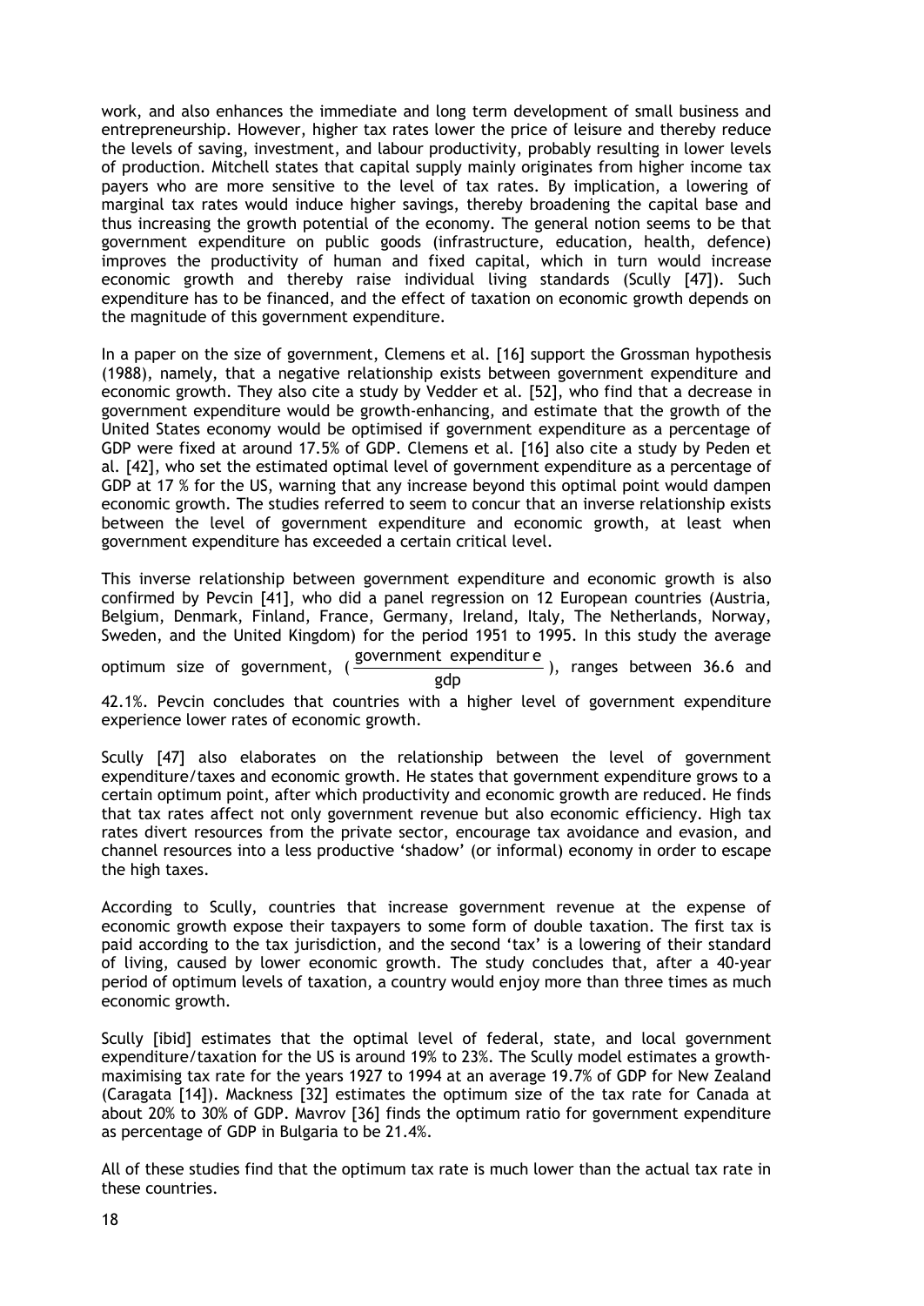work, and also enhances the immediate and long term development of small business and entrepreneurship. However, higher tax rates lower the price of leisure and thereby reduce the levels of saving, investment, and labour productivity, probably resulting in lower levels of production. Mitchell states that capital supply mainly originates from higher income tax payers who are more sensitive to the level of tax rates. By implication, a lowering of marginal tax rates would induce higher savings, thereby broadening the capital base and thus increasing the growth potential of the economy. The general notion seems to be that government expenditure on public goods (infrastructure, education, health, defence) improves the productivity of human and fixed capital, which in turn would increase economic growth and thereby raise individual living standards (Scully [47]). Such expenditure has to be financed, and the effect of taxation on economic growth depends on the magnitude of this government expenditure.

In a paper on the size of government, Clemens et al. [16] support the Grossman hypothesis (1988), namely, that a negative relationship exists between government expenditure and economic growth. They also cite a study by Vedder et al. [52], who find that a decrease in government expenditure would be growth-enhancing, and estimate that the growth of the United States economy would be optimised if government expenditure as a percentage of GDP were fixed at around 17.5% of GDP. Clemens et al. [16] also cite a study by Peden et al. [42], who set the estimated optimal level of government expenditure as a percentage of GDP at 17 % for the US, warning that any increase beyond this optimal point would dampen economic growth. The studies referred to seem to concur that an inverse relationship exists between the level of government expenditure and economic growth, at least when government expenditure has exceeded a certain critical level.

This inverse relationship between government expenditure and economic growth is also confirmed by Pevcin [41], who did a panel regression on 12 European countries (Austria, Belgium, Denmark, Finland, France, Germany, Ireland, Italy, The Netherlands, Norway, Sweden, and the United Kingdom) for the period 1951 to 1995. In this study the average optimum size of government, ($\frac{\text{government expenditure}}{\text{gdp}}$), ranges between 36.6 and 42.1%. Pevcin concludes that countries with a higher level of government expenditure experience lower rates of economic growth.

Scully [47] also elaborates on the relationship between the level of government expenditure/taxes and economic growth. He states that government expenditure grows to a certain optimum point, after which productivity and economic growth are reduced. He finds that tax rates affect not only government revenue but also economic efficiency. High tax rates divert resources from the private sector, encourage tax avoidance and evasion, and channel resources into a less productive 'shadow' (or informal) economy in order to escape the high taxes.

According to Scully, countries that increase government revenue at the expense of economic growth expose their taxpayers to some form of double taxation. The first tax is paid according to the tax jurisdiction, and the second 'tax' is a lowering of their standard of living, caused by lower economic growth. The study concludes that, after a 40-year period of optimum levels of taxation, a country would enjoy more than three times as much economic growth.

Scully [ibid] estimates that the optimal level of federal, state, and local government expenditure/taxation for the US is around 19% to 23%. The Scully model estimates a growth-maximising tax rate for the years 1927 to 1994 at an average 19.7% of GDP for New Zealand (Caragata [14]). Mackness [32] estimates the optimum size of the tax rate for Canada at about 20% to 30% of GDP. Mavrov [36] finds the optimum ratio for government expenditure as percentage of GDP in Bulgaria to be 21.4%.

All of these studies find that the optimum tax rate is much lower than the actual tax rate in these countries.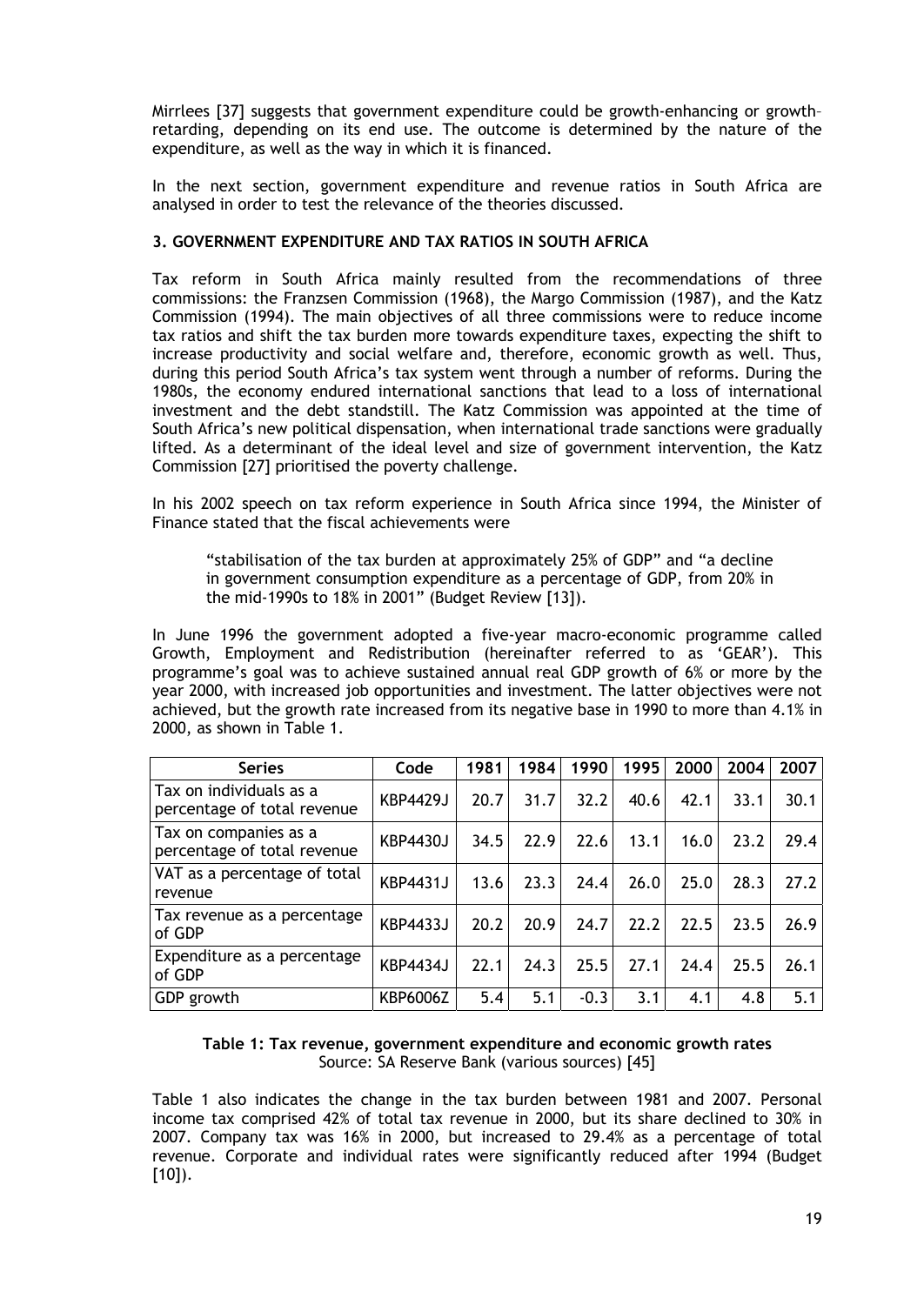Mirrlees [37] suggests that government expenditure could be growth-enhancing or growth–retarding, depending on its end use. The outcome is determined by the nature of the expenditure, as well as the way in which it is financed.

In the next section, government expenditure and revenue ratios in South Africa are analysed in order to test the relevance of the theories discussed.

### 3. GOVERNMENT EXPENDITURE AND TAX RATIOS IN SOUTH AFRICA

Tax reform in South Africa mainly resulted from the recommendations of three commissions: the Franzsen Commission (1968), the Margo Commission (1987), and the Katz Commission (1994). The main objectives of all three commissions were to reduce income tax ratios and shift the tax burden more towards expenditure taxes, expecting the shift to increase productivity and social welfare and, therefore, economic growth as well. Thus, during this period South Africa's tax system went through a number of reforms. During the 1980s, the economy endured international sanctions that lead to a loss of international investment and the debt standstill. The Katz Commission was appointed at the time of South Africa's new political dispensation, when international trade sanctions were gradually lifted. As a determinant of the ideal level and size of government intervention, the Katz Commission [27] prioritised the poverty challenge.

In his 2002 speech on tax reform experience in South Africa since 1994, the Minister of Finance stated that the fiscal achievements were

> "stabilisation of the tax burden at approximately 25% of GDP" and "a decline in government consumption expenditure as a percentage of GDP, from 20% in the mid-1990s to 18% in 2001" (Budget Review [13]).

In June 1996 the government adopted a five-year macro-economic programme called Growth, Employment and Redistribution (hereinafter referred to as 'GEAR'). This programme's goal was to achieve sustained annual real GDP growth of 6% or more by the year 2000, with increased job opportunities and investment. The latter objectives were not achieved, but the growth rate increased from its negative base in 1990 to more than 4.1% in 2000, as shown in Table 1.

| Series | Code | 1981 | 1984 | 1990 | 1995 | 2000 | 2004 | 2007 |
|---|---|---|---|---|---|---|---|---|
| Tax on individuals as a percentage of total revenue | KBP4429J | 20.7 | 31.7 | 32.2 | 40.6 | 42.1 | 33.1 | 30.1 |
| Tax on companies as a percentage of total revenue | KBP4430J | 34.5 | 22.9 | 22.6 | 13.1 | 16.0 | 23.2 | 29.4 |
| VAT as a percentage of total revenue | KBP4431J | 13.6 | 23.3 | 24.4 | 26.0 | 25.0 | 28.3 | 27.2 |
| Tax revenue as a percentage of GDP | KBP4433J | 20.2 | 20.9 | 24.7 | 22.2 | 22.5 | 23.5 | 26.9 |
| Expenditure as a percentage of GDP | KBP4434J | 22.1 | 24.3 | 25.5 | 27.1 | 24.4 | 25.5 | 26.1 |
| GDP growth | KBP6006Z | 5.4 | 5.1 | -0.3 | 3.1 | 4.1 | 4.8 | 5.1 |

**Table 1: Tax revenue, government expenditure and economic growth rates**
Source: SA Reserve Bank (various sources) [45]

Table 1 also indicates the change in the tax burden between 1981 and 2007. Personal income tax comprised 42% of total tax revenue in 2000, but its share declined to 30% in 2007. Company tax was 16% in 2000, but increased to 29.4% as a percentage of total revenue. Corporate and individual rates were significantly reduced after 1994 (Budget [10]).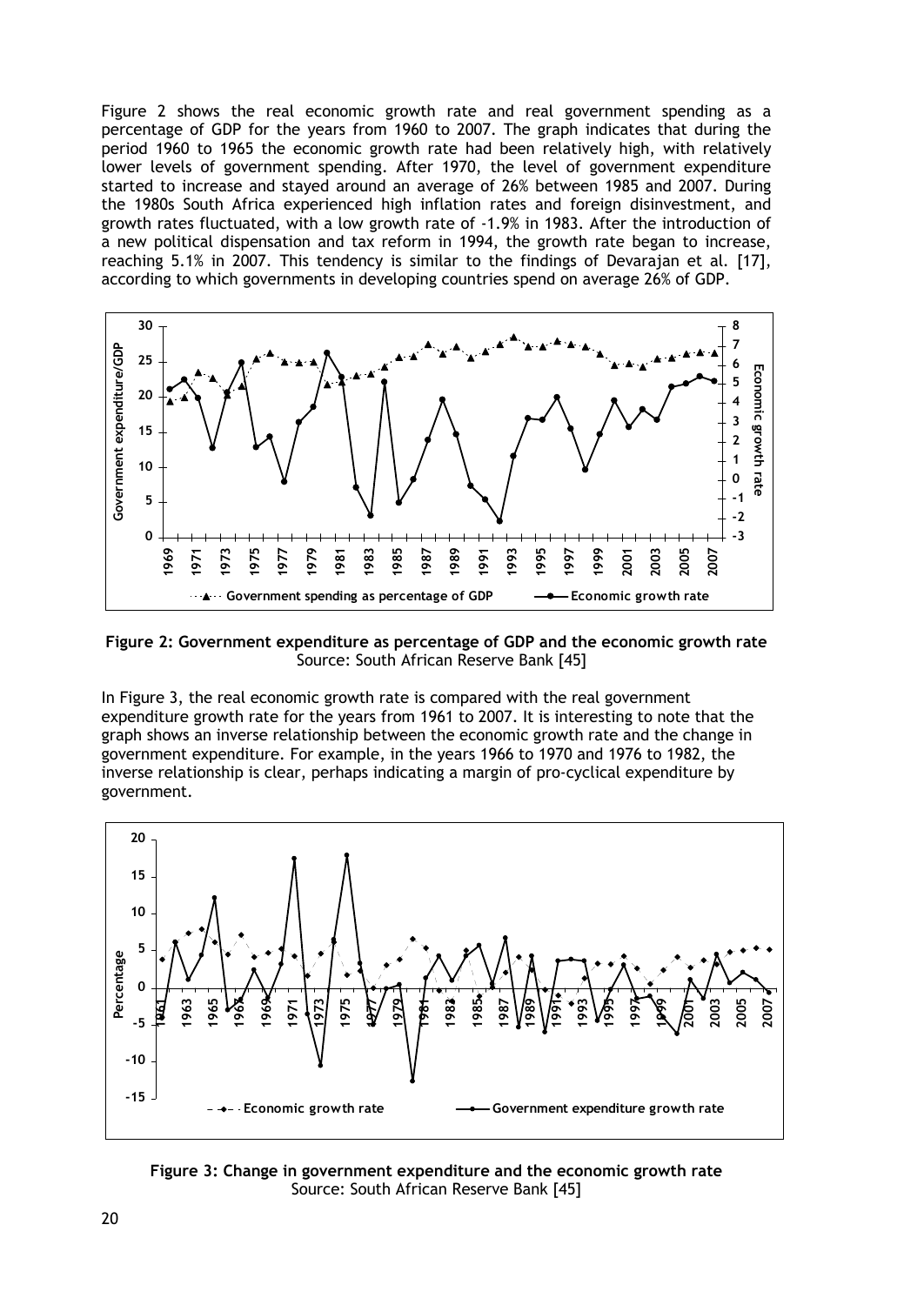Figure 2 shows the real economic growth rate and real government spending as a percentage of GDP for the years from 1960 to 2007. The graph indicates that during the period 1960 to 1965 the economic growth rate had been relatively high, with relatively lower levels of government spending. After 1970, the level of government expenditure started to increase and stayed around an average of 26% between 1985 and 2007. During the 1980s South Africa experienced high inflation rates and foreign disinvestment, and growth rates fluctuated, with a low growth rate of -1.9% in 1983. After the introduction of a new political dispensation and tax reform in 1994, the growth rate began to increase, reaching 5.1% in 2007. This tendency is similar to the findings of Devarajan et al. [17], according to which governments in developing countries spend on average 26% of GDP.

**Figure 2: Government expenditure as percentage of GDP and the economic growth rate**
Source: South African Reserve Bank [45]

In Figure 3, the real economic growth rate is compared with the real government expenditure growth rate for the years from 1961 to 2007. It is interesting to note that the graph shows an inverse relationship between the economic growth rate and the change in government expenditure. For example, in the years 1966 to 1970 and 1976 to 1982, the inverse relationship is clear, perhaps indicating a margin of pro-cyclical expenditure by government.

**Figure 3: Change in government expenditure and the economic growth rate**
Source: South African Reserve Bank [45]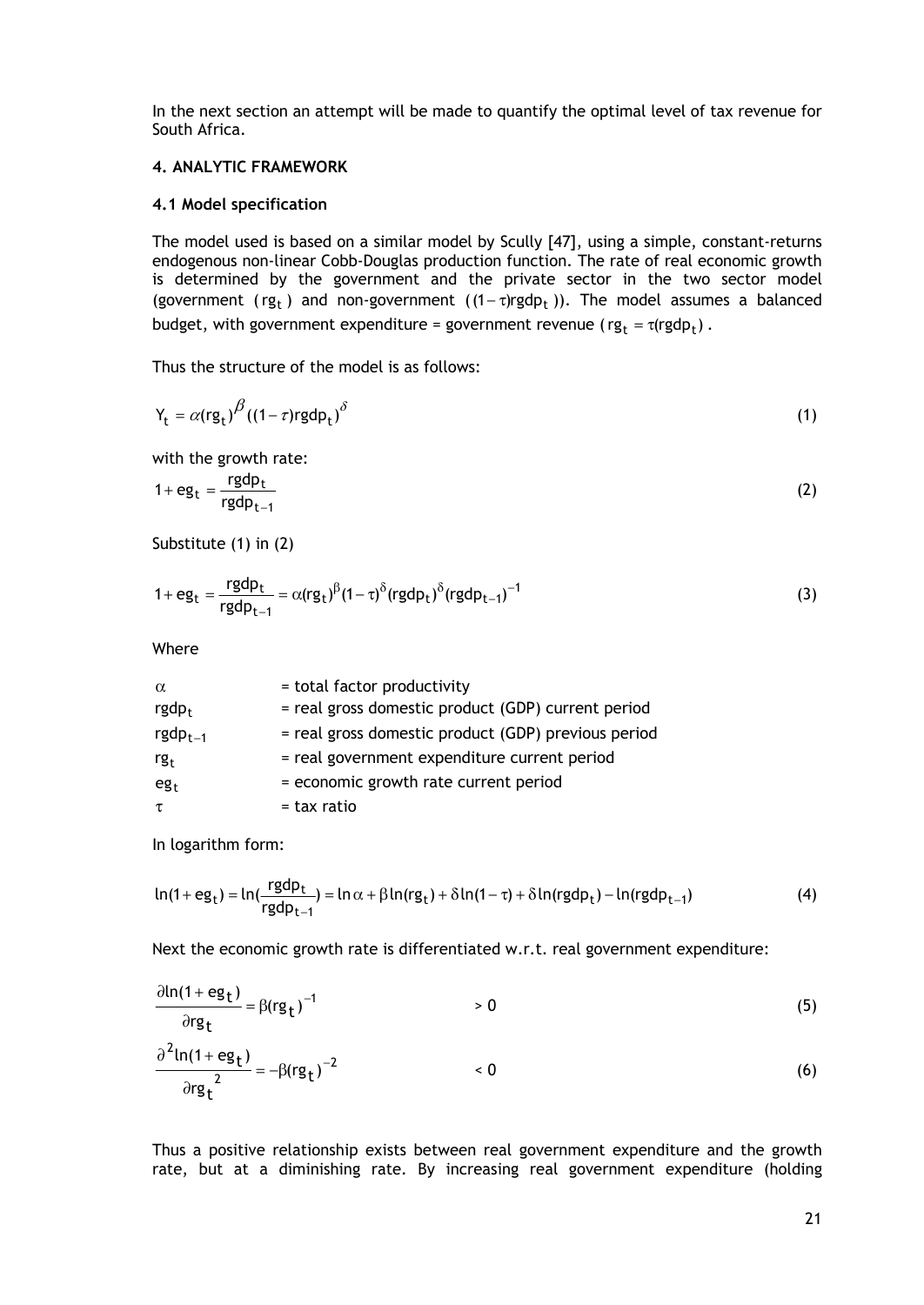In the next section an attempt will be made to quantify the optimal level of tax revenue for South Africa.

### 4. ANALYTIC FRAMEWORK

#### 4.1 Model specification

The model used is based on a similar model by Scully [47], using a simple, constant-returns endogenous non-linear Cobb-Douglas production function. The rate of real economic growth is determined by the government and the private sector in the two sector model (government ($rg_t$) and non-government ($(1-\tau)rgdp_t$)). The model assumes a balanced budget, with government expenditure = government revenue ($rg_t = \tau(rgdp_t)$).

Thus the structure of the model is as follows:

$$Y_t = \alpha(rg_t)^{\beta}((1-\tau)rgdp_t)^{\delta} \tag{1}$$

with the growth rate:

$$1 + eg_t = \frac{rgdp_t}{rgdp_{t-1}} \tag{2}$$

Substitute (1) in (2)

$$1 + eg_t = \frac{rgdp_t}{rgdp_{t-1}} = \alpha(rg_t)^{\beta}(1-\tau)^{\delta}(rgdp_t)^{\delta}(rgdp_{t-1})^{-1} \tag{3}$$

Where

| | |
|---|---|
| $\alpha$ | = total factor productivity |
| $rgdp_t$ | = real gross domestic product (GDP) current period |
| $rgdp_{t-1}$ | = real gross domestic product (GDP) previous period |
| $rg_t$ | = real government expenditure current period |
| $eg_t$ | = economic growth rate current period |
| $\tau$ | = tax ratio |

In logarithm form:

$$\ln(1 + eg_t) = \ln(\frac{rgdp_t}{rgdp_{t-1}}) = \ln\alpha + \beta\ln(rg_t) + \delta\ln(1-\tau) + \delta\ln(rgdp_t) - \ln(rgdp_{t-1}) \tag{4}$$

Next the economic growth rate is differentiated w.r.t. real government expenditure:

$$\frac{\partial \ln(1 + eg_t)}{\partial rg_t} = \beta(rg_t)^{-1} \qquad > 0 \tag{5}$$

$$\frac{\partial^2 \ln(1 + eg_t)}{\partial rg_t^{\,2}} = -\beta(rg_t)^{-2} \qquad < 0 \tag{6}$$

Thus a positive relationship exists between real government expenditure and the growth rate, but at a diminishing rate. By increasing real government expenditure (holding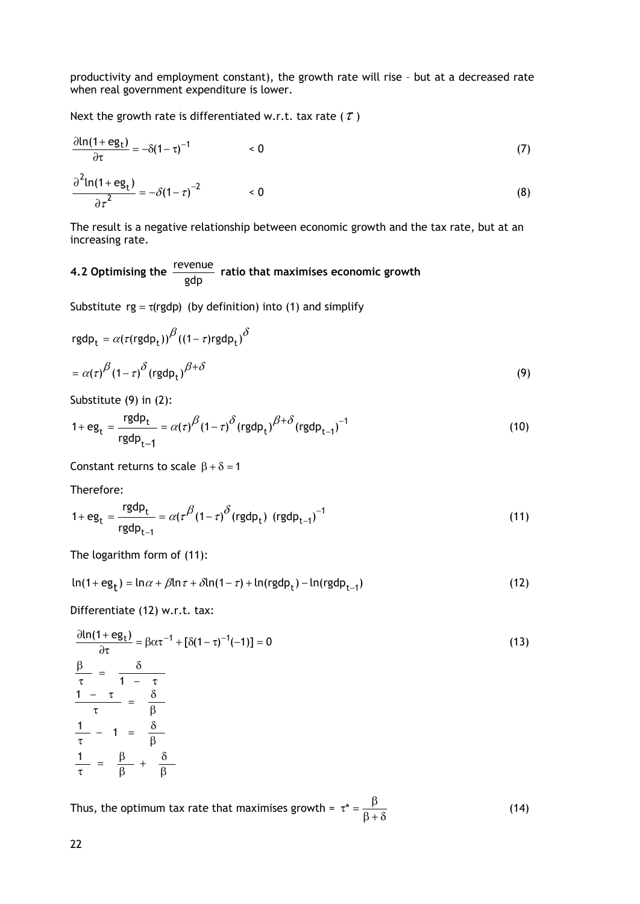productivity and employment constant), the growth rate will rise – but at a decreased rate when real government expenditure is lower.

Next the growth rate is differentiated w.r.t. tax rate ( $\tau$ )

$$\frac{\partial \ln(1+eg_t)}{\partial \tau} = -\delta(1-\tau)^{-1} \qquad < 0 \tag{7}$$

$$\frac{\partial^2 \ln(1+eg_t)}{\partial \tau^2} = -\delta(1-\tau)^{-2} \qquad < 0 \tag{8}$$

The result is a negative relationship between economic growth and the tax rate, but at an increasing rate.

### 4.2 Optimising the $\frac{\text{revenue}}{\text{gdp}}$ ratio that maximises economic growth

Substitute $rg = \tau(rgdp)$ (by definition) into (1) and simplify

$$rgdp_t = \alpha(\tau(rgdp_t))^{\beta}((1-\tau)rgdp_t)^{\delta}$$

$$= \alpha(\tau)^{\beta}(1-\tau)^{\delta}(rgdp_t)^{\beta+\delta} \tag{9}$$

Substitute (9) in (2):

$$1+eg_t = \frac{rgdp_t}{rgdp_{t-1}} = \alpha(\tau)^{\beta}(1-\tau)^{\delta}(rgdp_t)^{\beta+\delta}(rgdp_{t-1})^{-1} \tag{10}$$

Constant returns to scale $\beta+\delta=1$

Therefore:

$$1+eg_t = \frac{rgdp_t}{rgdp_{t-1}} = \alpha(\tau^{\beta}(1-\tau)^{\delta}(rgdp_t)\ (rgdp_{t-1})^{-1} \tag{11}$$

The logarithm form of (11):

$$\ln(1+eg_t) = \ln\alpha + \beta\ln\tau + \delta\ln(1-\tau) + \ln(rgdp_t) - \ln(rgdp_{t-1}) \tag{12}$$

Differentiate (12) w.r.t. tax:

$$\frac{\partial \ln(1+eg_t)}{\partial \tau} = \beta\alpha\tau^{-1} + [\delta(1-\tau)^{-1}(-1)] = 0 \tag{13}$$

$$\frac{\beta}{\tau} = \frac{\delta}{1-\tau}$$

$$\frac{1-\tau}{\tau} = \frac{\delta}{\beta}$$

$$\frac{1}{\tau} - 1 = \frac{\delta}{\beta}$$

$$\frac{1}{\tau} = \frac{\beta}{\beta} + \frac{\delta}{\beta}$$

Thus, the optimum tax rate that maximises growth = $\tau^* = \frac{\beta}{\beta+\delta}$ (14)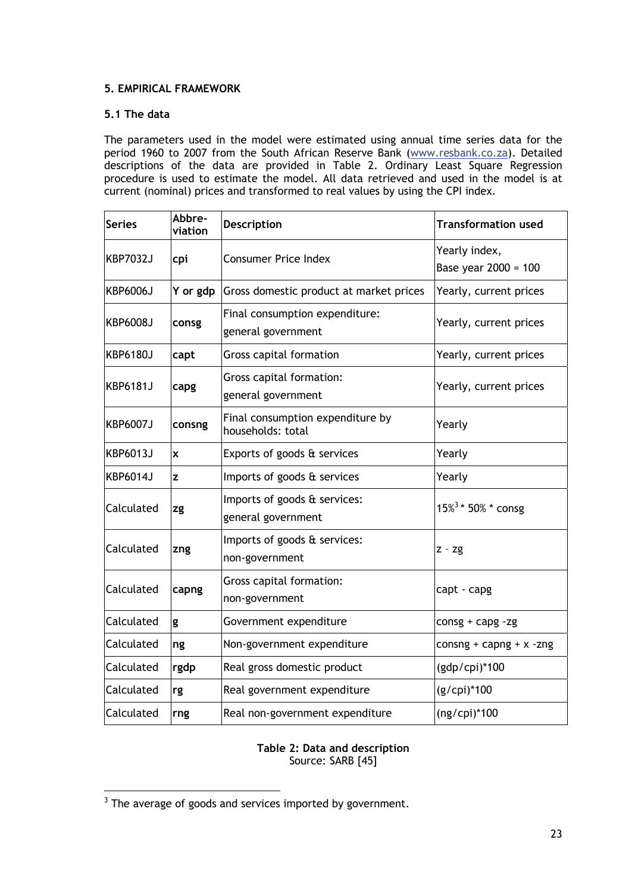## 5. EMPIRICAL FRAMEWORK

### 5.1 The data

The parameters used in the model were estimated using annual time series data for the period 1960 to 2007 from the South African Reserve Bank (www.resbank.co.za). Detailed descriptions of the data are provided in Table 2. Ordinary Least Square Regression procedure is used to estimate the model. All data retrieved and used in the model is at current (nominal) prices and transformed to real values by using the CPI index.

| Series | Abbre-viation | Description | Transformation used |
|---|---|---|---|
| KBP7032J | cpi | Consumer Price Index | Yearly index, Base year 2000 = 100 |
| KBP6006J | Y or gdp | Gross domestic product at market prices | Yearly, current prices |
| KBP6008J | consg | Final consumption expenditure: general government | Yearly, current prices |
| KBP6180J | capt | Gross capital formation | Yearly, current prices |
| KBP6181J | capg | Gross capital formation: general government | Yearly, current prices |
| KBP6007J | consng | Final consumption expenditure by households: total | Yearly |
| KBP6013J | x | Exports of goods & services | Yearly |
| KBP6014J | z | Imports of goods & services | Yearly |
| Calculated | zg | Imports of goods & services: general government | 15%[3] * 50% * consg |
| Calculated | zng | Imports of goods & services: non-government | z - zg |
| Calculated | capng | Gross capital formation: non-government | capt - capg |
| Calculated | g | Government expenditure | consg + capg -zg |
| Calculated | ng | Non-government expenditure | consng + capng + x -zng |
| Calculated | rgdp | Real gross domestic product | (gdp/cpi)*100 |
| Calculated | rg | Real government expenditure | (g/cpi)*100 |
| Calculated | rng | Real non-government expenditure | (ng/cpi)*100 |

**Table 2: Data and description**
Source: SARB [45]

[3] The average of goods and services imported by government.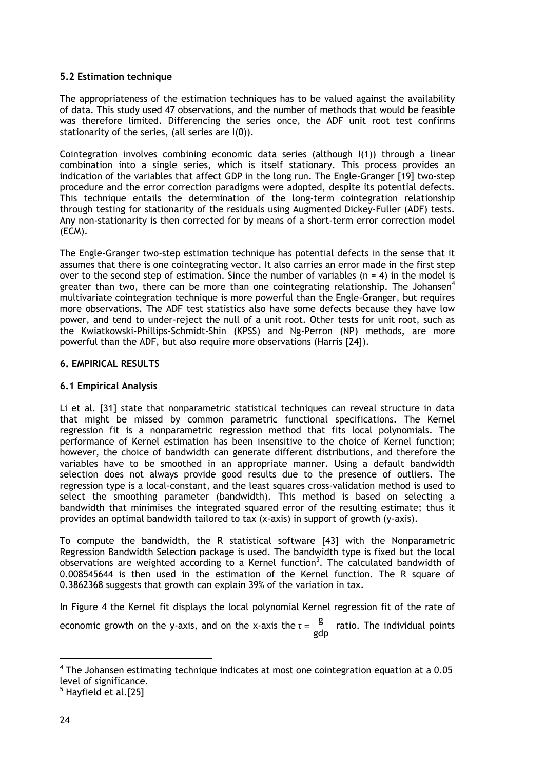### 5.2 Estimation technique

The appropriateness of the estimation techniques has to be valued against the availability of data. This study used 47 observations, and the number of methods that would be feasible was therefore limited. Differencing the series once, the ADF unit root test confirms stationarity of the series, (all series are I(0)).

Cointegration involves combining economic data series (although I(1)) through a linear combination into a single series, which is itself stationary. This process provides an indication of the variables that affect GDP in the long run. The Engle-Granger [19] two-step procedure and the error correction paradigms were adopted, despite its potential defects. This technique entails the determination of the long-term cointegration relationship through testing for stationarity of the residuals using Augmented Dickey-Fuller (ADF) tests. Any non-stationarity is then corrected for by means of a short-term error correction model (ECM).

The Engle-Granger two-step estimation technique has potential defects in the sense that it assumes that there is one cointegrating vector. It also carries an error made in the first step over to the second step of estimation. Since the number of variables ($n = 4$) in the model is greater than two, there can be more than one cointegrating relationship. The Johansen[4] multivariate cointegration technique is more powerful than the Engle-Granger, but requires more observations. The ADF test statistics also have some defects because they have low power, and tend to under-reject the null of a unit root. Other tests for unit root, such as the Kwiatkowski-Phillips-Schmidt-Shin (KPSS) and Ng-Perron (NP) methods, are more powerful than the ADF, but also require more observations (Harris [24]).

## 6. EMPIRICAL RESULTS

### 6.1 Empirical Analysis

Li et al. [31] state that nonparametric statistical techniques can reveal structure in data that might be missed by common parametric functional specifications. The Kernel regression fit is a nonparametric regression method that fits local polynomials. The performance of Kernel estimation has been insensitive to the choice of Kernel function; however, the choice of bandwidth can generate different distributions, and therefore the variables have to be smoothed in an appropriate manner. Using a default bandwidth selection does not always provide good results due to the presence of outliers. The regression type is a local-constant, and the least squares cross-validation method is used to select the smoothing parameter (bandwidth). This method is based on selecting a bandwidth that minimises the integrated squared error of the resulting estimate; thus it provides an optimal bandwidth tailored to tax (x-axis) in support of growth (y-axis).

To compute the bandwidth, the R statistical software [43] with the Nonparametric Regression Bandwidth Selection package is used. The bandwidth type is fixed but the local observations are weighted according to a Kernel function[5]. The calculated bandwidth of 0.008545644 is then used in the estimation of the Kernel function. The R square of 0.3862368 suggests that growth can explain 39% of the variation in tax.

In Figure 4 the Kernel fit displays the local polynomial Kernel regression fit of the rate of economic growth on the y-axis, and on the x-axis the $\tau = \frac{g}{gdp}$ ratio. The individual points

---

[4] The Johansen estimating technique indicates at most one cointegration equation at a 0.05 level of significance.

[5] Hayfield et al.[25]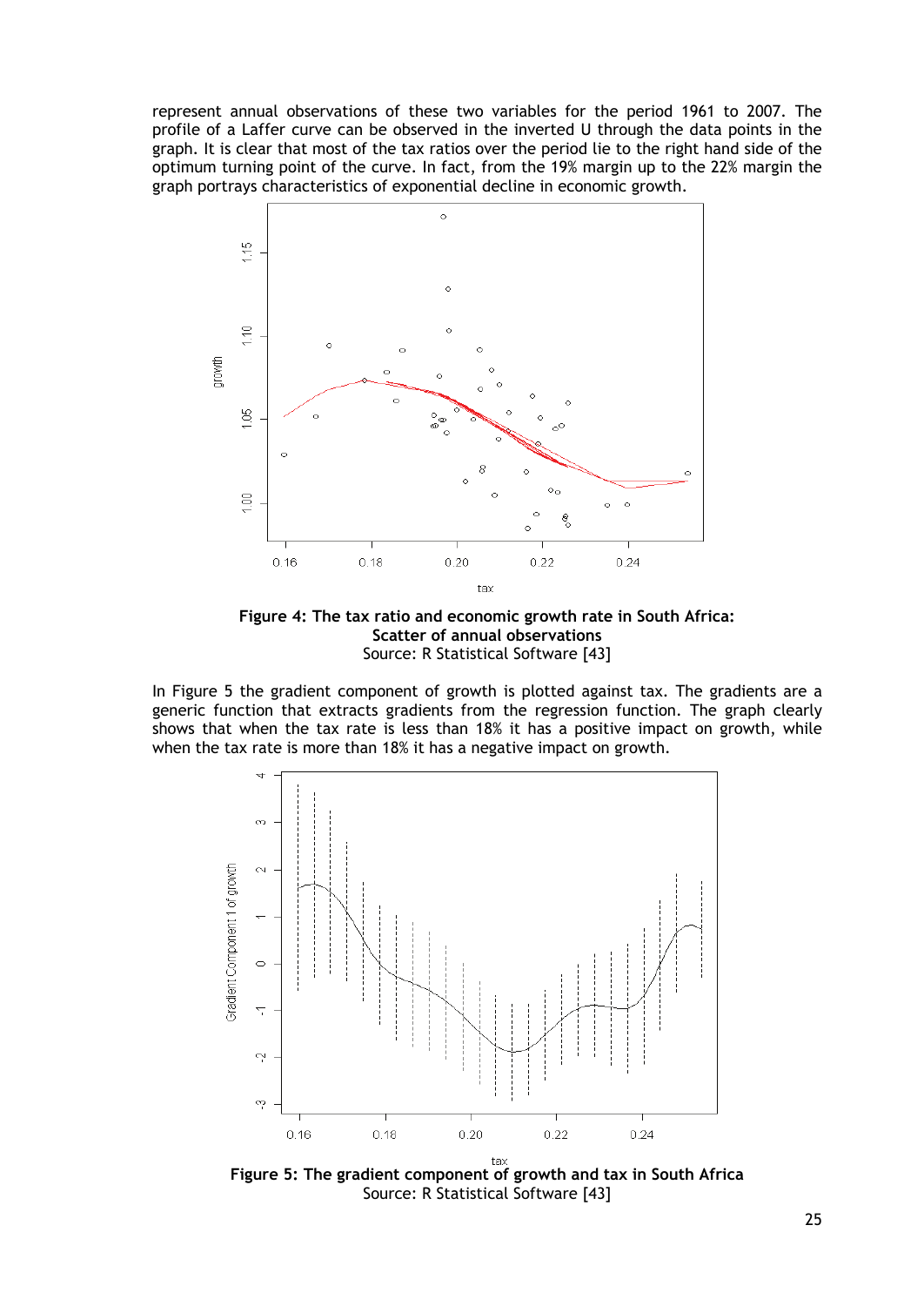represent annual observations of these two variables for the period 1961 to 2007. The profile of a Laffer curve can be observed in the inverted U through the data points in the graph. It is clear that most of the tax ratios over the period lie to the right hand side of the optimum turning point of the curve. In fact, from the 19% margin up to the 22% margin the graph portrays characteristics of exponential decline in economic growth.

**Figure 4: The tax ratio and economic growth rate in South Africa: Scatter of annual observations**
Source: R Statistical Software [43]

In Figure 5 the gradient component of growth is plotted against tax. The gradients are a generic function that extracts gradients from the regression function. The graph clearly shows that when the tax rate is less than 18% it has a positive impact on growth, while when the tax rate is more than 18% it has a negative impact on growth.

**Figure 5: The gradient component of growth and tax in South Africa**
Source: R Statistical Software [43]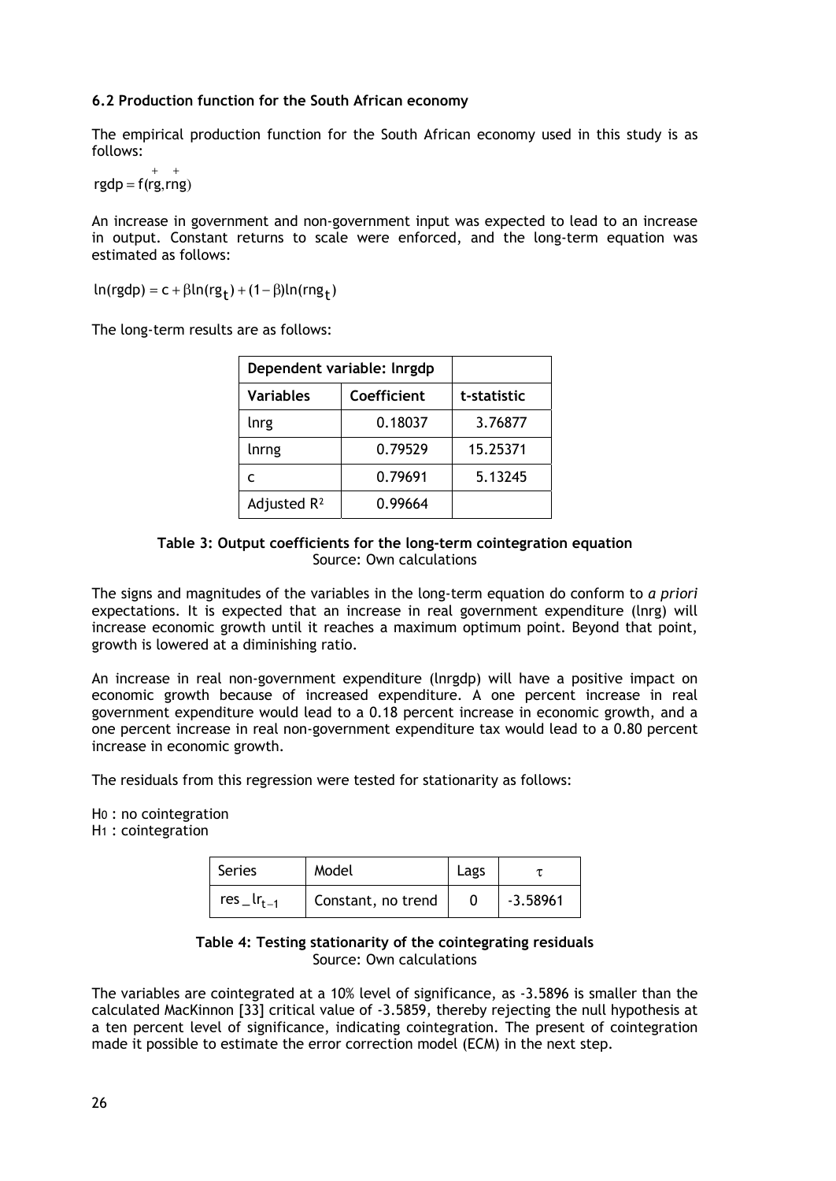### 6.2 Production function for the South African economy

The empirical production function for the South African economy used in this study is as follows:

$$\text{rgdp} = f(\overset{+}{\text{rg}}, \overset{+}{\text{rng}})$$

An increase in government and non-government input was expected to lead to an increase in output. Constant returns to scale were enforced, and the long-term equation was estimated as follows:

$$\ln(\text{rgdp}) = c + \beta\ln(\text{rg}_t) + (1-\beta)\ln(\text{rng}_t)$$

The long-term results are as follows:

| Dependent variable: lnrgdp | | |
|---|---|---|
| **Variables** | **Coefficient** | **t-statistic** |
| lnrg | 0.18037 | 3.76877 |
| lnrng | 0.79529 | 15.25371 |
| c | 0.79691 | 5.13245 |
| Adjusted $R^2$ | 0.99664 | |

**Table 3: Output coefficients for the long-term cointegration equation**
Source: Own calculations

The signs and magnitudes of the variables in the long-term equation do conform to *a priori* expectations. It is expected that an increase in real government expenditure (lnrg) will increase economic growth until it reaches a maximum optimum point. Beyond that point, growth is lowered at a diminishing ratio.

An increase in real non-government expenditure (lnrgdp) will have a positive impact on economic growth because of increased expenditure. A one percent increase in real government expenditure would lead to a 0.18 percent increase in economic growth, and a one percent increase in real non-government expenditure tax would lead to a 0.80 percent increase in economic growth.

The residuals from this regression were tested for stationarity as follows:

$H_0$ : no cointegration
$H_1$ : cointegration

| Series | Model | Lags | $\tau$ |
|---|---|---|---|
| $res\_lr_{t-1}$ | Constant, no trend | 0 | -3.58961 |

**Table 4: Testing stationarity of the cointegrating residuals**
Source: Own calculations

The variables are cointegrated at a 10% level of significance, as -3.5896 is smaller than the calculated MacKinnon [33] critical value of -3.5859, thereby rejecting the null hypothesis at a ten percent level of significance, indicating cointegration. The present of cointegration made it possible to estimate the error correction model (ECM) in the next step.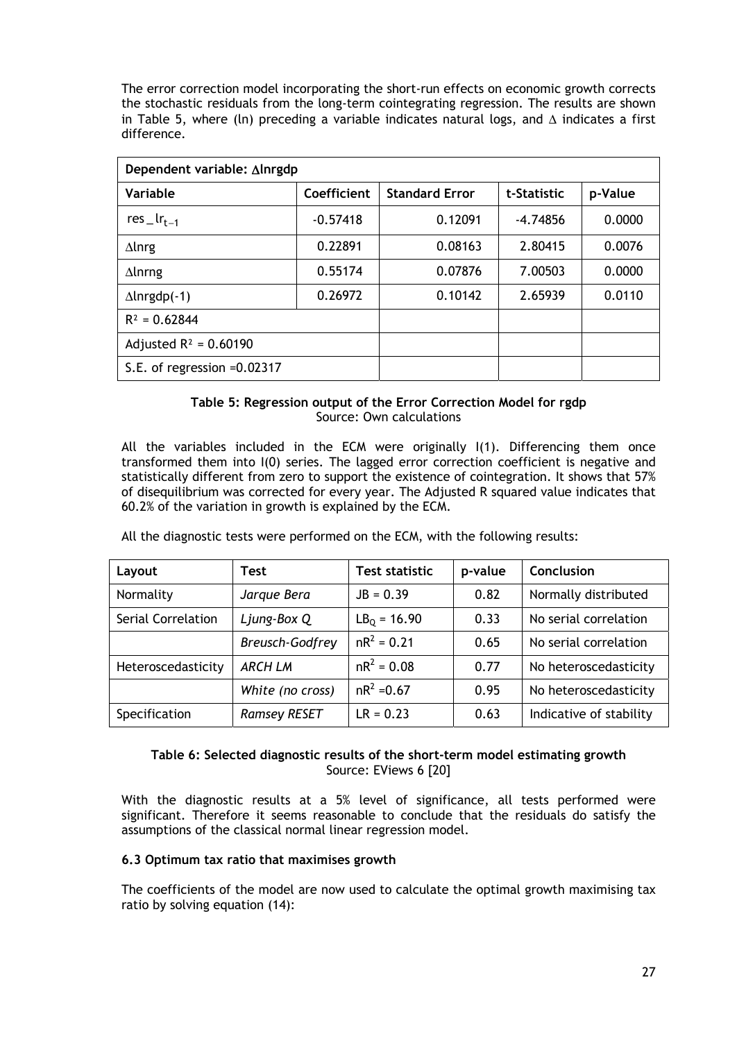The error correction model incorporating the short-run effects on economic growth corrects the stochastic residuals from the long-term cointegrating regression. The results are shown in Table 5, where (ln) preceding a variable indicates natural logs, and $\Delta$ indicates a first difference.

| Dependent variable: $\Delta$lnrgdp | | | | |
|---|---|---|---|---|
| Variable | Coefficient | Standard Error | t-Statistic | p-Value |
| $res\_lr_{t-1}$ | -0.57418 | 0.12091 | -4.74856 | 0.0000 |
| $\Delta$lnrg | 0.22891 | 0.08163 | 2.80415 | 0.0076 |
| $\Delta$lnrng | 0.55174 | 0.07876 | 7.00503 | 0.0000 |
| $\Delta$lnrgdp(-1) | 0.26972 | 0.10142 | 2.65939 | 0.0110 |
| $R^2$ = 0.62844 | | | | |
| Adjusted $R^2$ = 0.60190 | | | | |
| S.E. of regression =0.02317 | | | | |

**Table 5: Regression output of the Error Correction Model for rgdp**
Source: Own calculations

All the variables included in the ECM were originally I(1). Differencing them once transformed them into I(0) series. The lagged error correction coefficient is negative and statistically different from zero to support the existence of cointegration. It shows that 57% of disequilibrium was corrected for every year. The Adjusted R squared value indicates that 60.2% of the variation in growth is explained by the ECM.

All the diagnostic tests were performed on the ECM, with the following results:

| Layout | Test | Test statistic | p-value | Conclusion |
|---|---|---|---|---|
| Normality | *Jarque Bera* | JB = 0.39 | 0.82 | Normally distributed |
| Serial Correlation | *Ljung-Box Q* | $LB_Q$ = 16.90 | 0.33 | No serial correlation |
| | *Breusch-Godfrey* | $nR^2$ = 0.21 | 0.65 | No serial correlation |
| Heteroscedasticity | *ARCH LM* | $nR^2$ = 0.08 | 0.77 | No heteroscedasticity |
| | *White (no cross)* | $nR^2$ =0.67 | 0.95 | No heteroscedasticity |
| Specification | *Ramsey RESET* | LR = 0.23 | 0.63 | Indicative of stability |

**Table 6: Selected diagnostic results of the short-term model estimating growth**
Source: EViews 6 [20]

With the diagnostic results at a 5% level of significance, all tests performed were significant. Therefore it seems reasonable to conclude that the residuals do satisfy the assumptions of the classical normal linear regression model.

**6.3 Optimum tax ratio that maximises growth**

The coefficients of the model are now used to calculate the optimal growth maximising tax ratio by solving equation (14):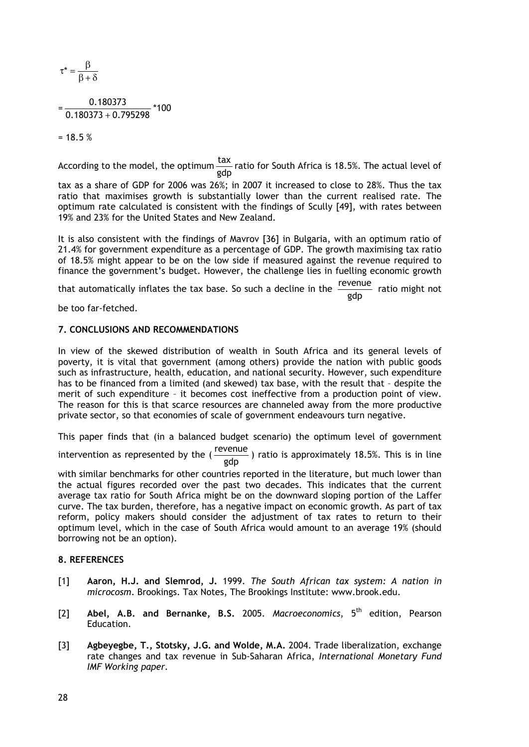$$\tau^* = \frac{\beta}{\beta + \delta}$$

$$= \frac{0.180373}{0.180373 + 0.795298} * 100$$

$$= 18.5 \%$$

According to the model, the optimum $\frac{\text{tax}}{\text{gdp}}$ ratio for South Africa is 18.5%. The actual level of tax as a share of GDP for 2006 was 26%; in 2007 it increased to close to 28%. Thus the tax ratio that maximises growth is substantially lower than the current realised rate. The optimum rate calculated is consistent with the findings of Scully [49], with rates between 19% and 23% for the United States and New Zealand.

It is also consistent with the findings of Mavrov [36] in Bulgaria, with an optimum ratio of 21.4% for government expenditure as a percentage of GDP. The growth maximising tax ratio of 18.5% might appear to be on the low side if measured against the revenue required to finance the government's budget. However, the challenge lies in fuelling economic growth that automatically inflates the tax base. So such a decline in the $\frac{\text{revenue}}{\text{gdp}}$ ratio might not be too far-fetched.

## 7. CONCLUSIONS AND RECOMMENDATIONS

In view of the skewed distribution of wealth in South Africa and its general levels of poverty, it is vital that government (among others) provide the nation with public goods such as infrastructure, health, education, and national security. However, such expenditure has to be financed from a limited (and skewed) tax base, with the result that – despite the merit of such expenditure – it becomes cost ineffective from a production point of view. The reason for this is that scarce resources are channeled away from the more productive private sector, so that economies of scale of government endeavours turn negative.

This paper finds that (in a balanced budget scenario) the optimum level of government intervention as represented by the ($\frac{\text{revenue}}{\text{gdp}}$) ratio is approximately 18.5%. This is in line with similar benchmarks for other countries reported in the literature, but much lower than the actual figures recorded over the past two decades. This indicates that the current average tax ratio for South Africa might be on the downward sloping portion of the Laffer curve. The tax burden, therefore, has a negative impact on economic growth. As part of tax reform, policy makers should consider the adjustment of tax rates to return to their optimum level, which in the case of South Africa would amount to an average 19% (should borrowing not be an option).

## 8. REFERENCES

[1] **Aaron, H.J. and Slemrod, J.** 1999. *The South African tax system: A nation in microcosm*. Brookings. Tax Notes, The Brookings Institute: www.brook.edu.

[2] **Abel, A.B. and Bernanke, B.S.** 2005. *Macroeconomics*, 5th edition, Pearson Education.

[3] **Agbeyegbe, T., Stotsky, J.G. and Wolde, M.A.** 2004. Trade liberalization, exchange rate changes and tax revenue in Sub-Saharan Africa, *International Monetary Fund IMF Working paper*.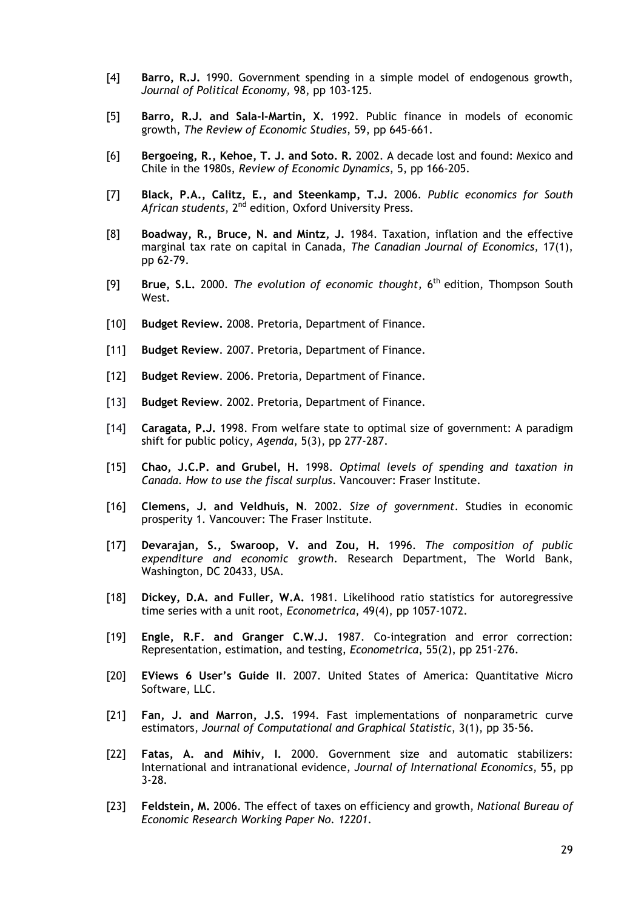[4] **Barro, R.J.** 1990. Government spending in a simple model of endogenous growth, *Journal of Political Economy,* 98, pp 103-125.

[5] **Barro, R.J. and Sala-I-Martin, X.** 1992. Public finance in models of economic growth, *The Review of Economic Studies*, 59, pp 645-661.

[6] **Bergoeing, R., Kehoe, T. J. and Soto. R.** 2002. A decade lost and found: Mexico and Chile in the 1980s, *Review of Economic Dynamics*, 5, pp 166-205.

[7] **Black, P.A., Calitz, E., and Steenkamp, T.J.** 2006. *Public economics for South African students*, 2nd edition, Oxford University Press.

[8] **Boadway, R., Bruce, N. and Mintz, J.** 1984. Taxation, inflation and the effective marginal tax rate on capital in Canada, *The Canadian Journal of Economics,* 17(1), pp 62-79.

[9] **Brue, S.L.** 2000. *The evolution of economic thought,* 6th edition, Thompson South West.

[10] **Budget Review.** 2008. Pretoria, Department of Finance.

[11] **Budget Review**. 2007. Pretoria, Department of Finance.

[12] **Budget Review**. 2006. Pretoria, Department of Finance.

[13] **Budget Review**. 2002. Pretoria, Department of Finance.

[14] **Caragata, P.J.** 1998. From welfare state to optimal size of government: A paradigm shift for public policy, *Agenda*, 5(3), pp 277-287.

[15] **Chao, J.C.P. and Grubel, H.** 1998. *Optimal levels of spending and taxation in Canada. How to use the fiscal surplus*. Vancouver: Fraser Institute.

[16] **Clemens, J. and Veldhuis, N**. 2002. *Size of government*. Studies in economic prosperity 1. Vancouver: The Fraser Institute.

[17] **Devarajan, S., Swaroop, V. and Zou, H.** 1996. *The composition of public expenditure and economic growth*. Research Department, The World Bank, Washington, DC 20433, USA.

[18] **Dickey, D.A. and Fuller, W.A.** 1981. Likelihood ratio statistics for autoregressive time series with a unit root, *Econometrica*, 49(4), pp 1057-1072.

[19] **Engle, R.F. and Granger C.W.J.** 1987. Co-integration and error correction: Representation, estimation, and testing, *Econometrica*, 55(2), pp 251-276.

[20] **EViews 6 User's Guide II**. 2007. United States of America: Quantitative Micro Software, LLC.

[21] **Fan, J. and Marron, J.S.** 1994. Fast implementations of nonparametric curve estimators, *Journal of Computational and Graphical Statistic*, 3(1), pp 35-56.

[22] **Fatas, A. and Mihiv, I.** 2000. Government size and automatic stabilizers: International and intranational evidence, *Journal of International Economics*, 55, pp 3-28.

[23] **Feldstein, M.** 2006. The effect of taxes on efficiency and growth, *National Bureau of Economic Research Working Paper No. 12201.*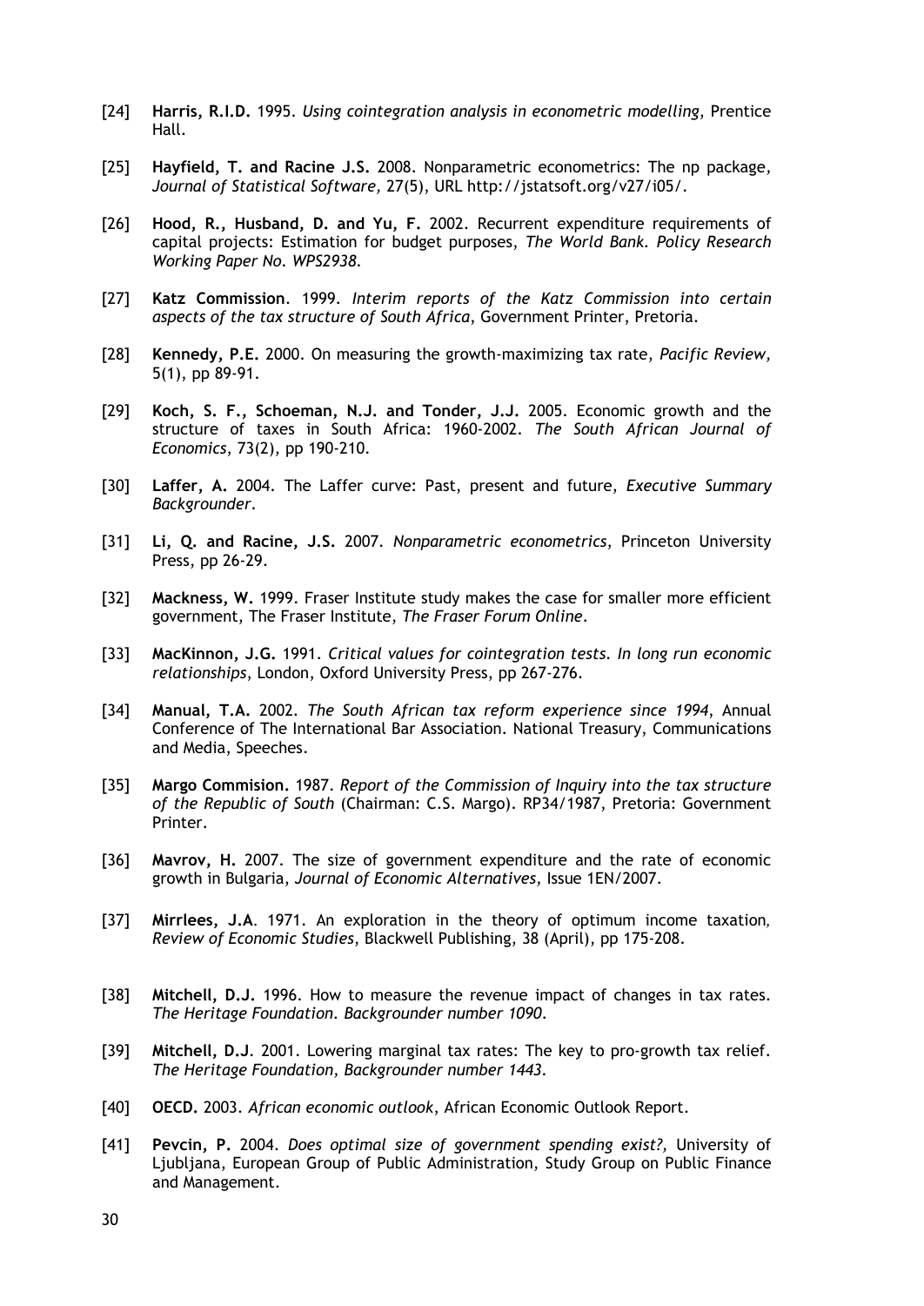[24] **Harris, R.I.D.** 1995. *Using cointegration analysis in econometric modelling,* Prentice Hall.

[25] **Hayfield, T. and Racine J.S.** 2008. Nonparametric econometrics: The np package, *Journal of Statistical Software,* 27(5), URL http://jstatsoft.org/v27/i05/.

[26] **Hood, R., Husband, D. and Yu, F.** 2002. Recurrent expenditure requirements of capital projects: Estimation for budget purposes, *The World Bank. Policy Research Working Paper No. WPS2938.*

[27] **Katz Commission**. 1999. *Interim reports of the Katz Commission into certain aspects of the tax structure of South Africa*, Government Printer, Pretoria.

[28] **Kennedy, P.E.** 2000. On measuring the growth-maximizing tax rate, *Pacific Review,* 5(1), pp 89-91.

[29] **Koch, S. F., Schoeman, N.J. and Tonder, J.J.** 2005. Economic growth and the structure of taxes in South Africa: 1960-2002. *The South African Journal of Economics*, 73(2), pp 190-210.

[30] **Laffer, A.** 2004. The Laffer curve: Past, present and future, *Executive Summary Backgrounder.*

[31] **Li, Q. and Racine, J.S.** 2007. *Nonparametric econometrics*, Princeton University Press, pp 26-29.

[32] **Mackness, W.** 1999. Fraser Institute study makes the case for smaller more efficient government, The Fraser Institute, *The Fraser Forum Online*.

[33] **MacKinnon, J.G.** 1991. *Critical values for cointegration tests. In long run economic relationships*, London, Oxford University Press, pp 267-276.

[34] **Manual, T.A.** 2002. *The South African tax reform experience since 1994*, Annual Conference of The International Bar Association. National Treasury, Communications and Media, Speeches.

[35] **Margo Commision.** 1987. *Report of the Commission of Inquiry into the tax structure of the Republic of South* (Chairman: C.S. Margo). RP34/1987, Pretoria: Government Printer.

[36] **Mavrov, H.** 2007. The size of government expenditure and the rate of economic growth in Bulgaria, *Journal of Economic Alternatives,* Issue 1EN/2007.

[37] **Mirrlees, J.A**. 1971. An exploration in the theory of optimum income taxation, *Review of Economic Studies*, Blackwell Publishing, 38 (April), pp 175-208.

[38] **Mitchell, D.J.** 1996. How to measure the revenue impact of changes in tax rates. *The Heritage Foundation. Backgrounder number 1090.*

[39] **Mitchell, D.J**. 2001. Lowering marginal tax rates: The key to pro-growth tax relief. *The Heritage Foundation, Backgrounder number 1443.*

[40] **OECD.** 2003. *African economic outlook*, African Economic Outlook Report.

[41] **Pevcin, P.** 2004. *Does optimal size of government spending exist?,* University of Ljubljana, European Group of Public Administration, Study Group on Public Finance and Management.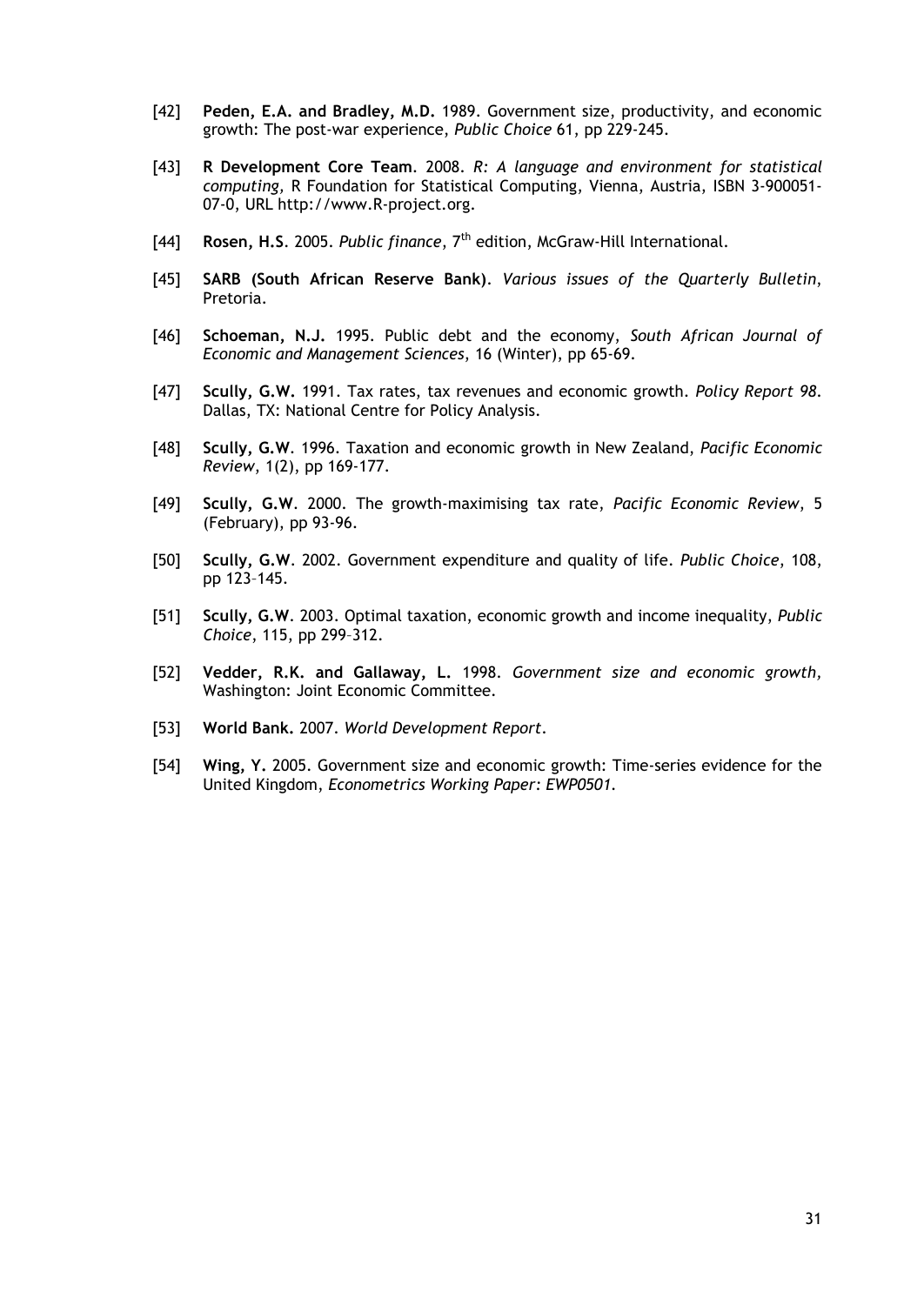[42] **Peden, E.A. and Bradley, M.D.** 1989. Government size, productivity, and economic growth: The post-war experience, *Public Choice* 61, pp 229-245.

[43] **R Development Core Team**. 2008. *R: A language and environment for statistical computing,* R Foundation for Statistical Computing, Vienna, Austria, ISBN 3-900051-07-0, URL http://www.R-project.org.

[44] **Rosen, H.S**. 2005. *Public finance*, 7th edition, McGraw-Hill International.

[45] **SARB (South African Reserve Bank)**. *Various issues of the Quarterly Bulletin*, Pretoria.

[46] **Schoeman, N.J.** 1995. Public debt and the economy, *South African Journal of Economic and Management Sciences*, 16 (Winter), pp 65-69.

[47] **Scully, G.W.** 1991. Tax rates, tax revenues and economic growth. *Policy Report 98.* Dallas, TX: National Centre for Policy Analysis.

[48] **Scully, G.W**. 1996. Taxation and economic growth in New Zealand, *Pacific Economic Review*, 1(2), pp 169-177.

[49] **Scully, G.W**. 2000. The growth-maximising tax rate, *Pacific Economic Review*, 5 (February), pp 93-96.

[50] **Scully, G.W**. 2002. Government expenditure and quality of life. *Public Choice,* 108, pp 123–145.

[51] **Scully, G.W**. 2003. Optimal taxation, economic growth and income inequality, *Public Choice*, 115, pp 299–312.

[52] **Vedder, R.K. and Gallaway, L.** 1998. *Government size and economic growth,* Washington: Joint Economic Committee.

[53] **World Bank.** 2007. *World Development Report.*

[54] **Wing, Y.** 2005. Government size and economic growth: Time-series evidence for the United Kingdom, *Econometrics Working Paper: EWP0501.*